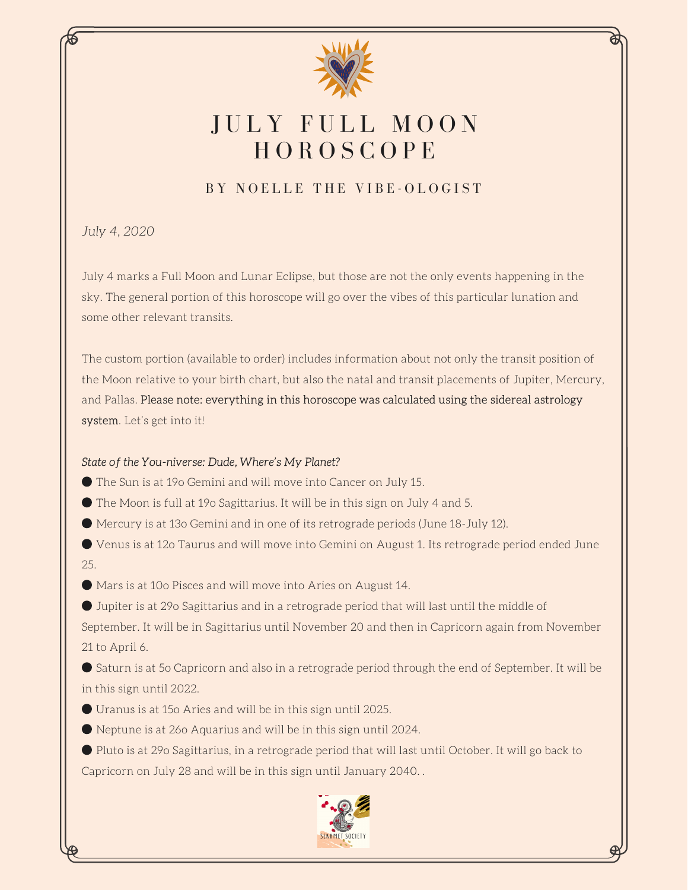# JULY FULL MOON HOROSCOPE

### BY NOELLE THE VIBE-OLOGIST

*July 4, 2020*

July 4 marks a Full Moon and Lunar Eclipse, but those are not the only events happening in the sky. The general portion of this horoscope will go over the vibes of this particular lunation and some other relevant transits.

The custom portion (available to order) includes information about not only the transit position of the Moon relative to your birth chart, but also the natal and transit placements of Jupiter, Mercury, and Pallas. Please note: everything in this horoscope was calculated using the sidereal astrology system. Let's get into it!

*State of the You-niverse: Dude, Where's My Planet?*

- The Sun is at 19o Gemini and will move into Cancer on July 15.
- The Moon is full at 19o Sagittarius. It will be in this sign on July 4 and 5.
- Mercury is at 13o Gemini and in one of its retrograde periods (June 18-July 12).
- Venus is at 12o Taurus and will move into Gemini on August 1. Its retrograde period ended June 25.
- Mars is at 10o Pisces and will move into Aries on August 14.
- Jupiter is at 29o Sagittarius and in a retrograde period that will last until the middle of September. It will be in Sagittarius until November 20 and then in Capricorn again from November 21 to April 6.
- Saturn is at 5o Capricorn and also in a retrograde period through the end of September. It will be in this sign until 2022.
- Uranus is at 15o Aries and will be in this sign until 2025.
- Neptune is at 26o Aquarius and will be in this sign until 2024.
- Pluto is at 29o Sagittarius, in a retrograde period that will last until October. It will go back to Capricorn on July 28 and will be in this sign until January 2040. .

SEKHMET SOCIETY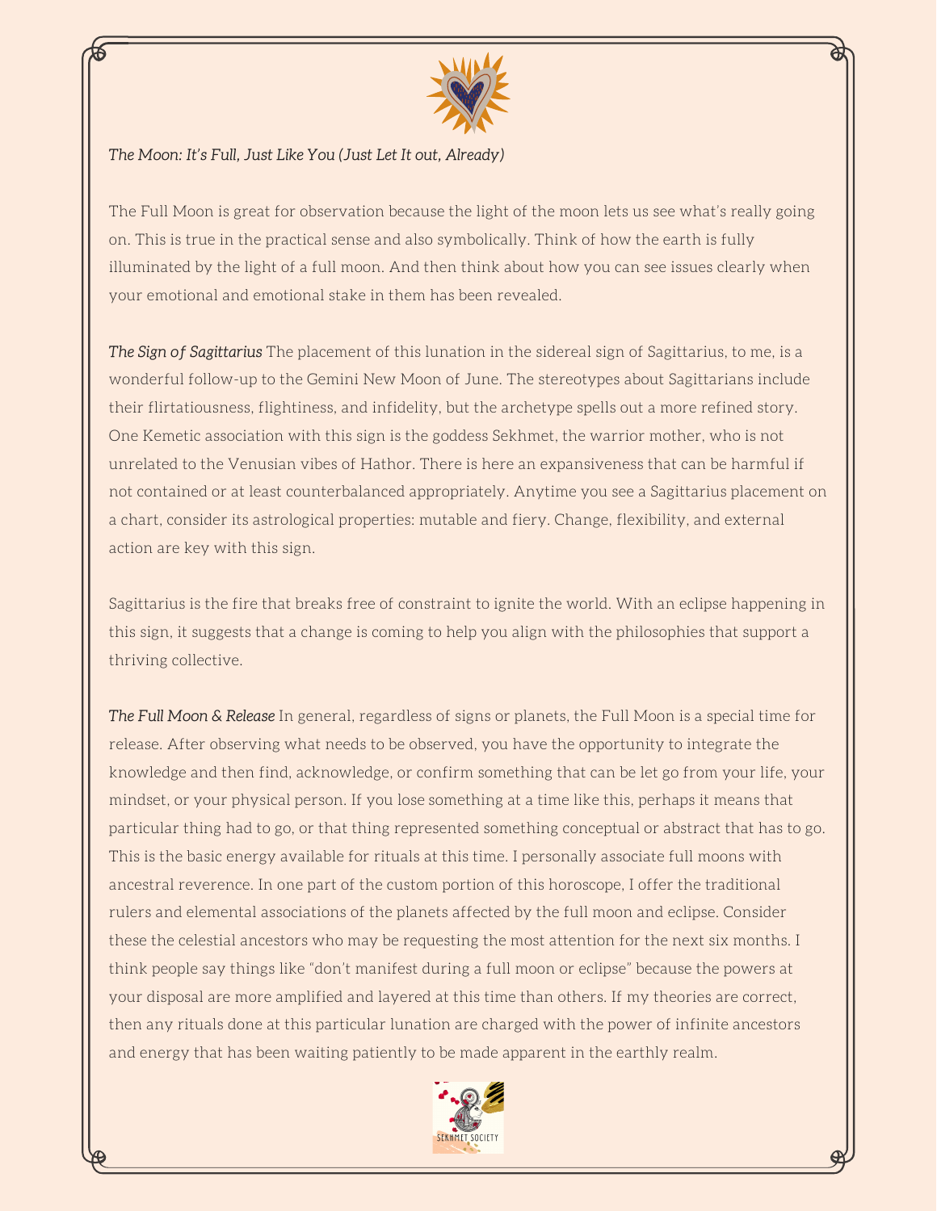*The Moon: It's Full, Just Like You (Just Let It out, Already)*

The Full Moon is great for observation because the light of the moon lets us see what's really going on. This is true in the practical sense and also symbolically. Think of how the earth is fully illuminated by the light of a full moon. And then think about how you can see issues clearly when your emotional and emotional stake in them has been revealed.

***The Sign of Sagittarius*** The placement of this lunation in the sidereal sign of Sagittarius, to me, is a wonderful follow-up to the Gemini New Moon of June. The stereotypes about Sagittarians include their flirtatiousness, flightiness, and infidelity, but the archetype spells out a more refined story. One Kemetic association with this sign is the goddess Sekhmet, the warrior mother, who is not unrelated to the Venusian vibes of Hathor. There is here an expansiveness that can be harmful if not contained or at least counterbalanced appropriately. Anytime you see a Sagittarius placement on a chart, consider its astrological properties: mutable and fiery. Change, flexibility, and external action are key with this sign.

Sagittarius is the fire that breaks free of constraint to ignite the world. With an eclipse happening in this sign, it suggests that a change is coming to help you align with the philosophies that support a thriving collective.

***The Full Moon & Release*** In general, regardless of signs or planets, the Full Moon is a special time for release. After observing what needs to be observed, you have the opportunity to integrate the knowledge and then find, acknowledge, or confirm something that can be let go from your life, your mindset, or your physical person. If you lose something at a time like this, perhaps it means that particular thing had to go, or that thing represented something conceptual or abstract that has to go. This is the basic energy available for rituals at this time. I personally associate full moons with ancestral reverence. In one part of the custom portion of this horoscope, I offer the traditional rulers and elemental associations of the planets affected by the full moon and eclipse. Consider these the celestial ancestors who may be requesting the most attention for the next six months. I think people say things like "don't manifest during a full moon or eclipse" because the powers at your disposal are more amplified and layered at this time than others. If my theories are correct, then any rituals done at this particular lunation are charged with the power of infinite ancestors and energy that has been waiting patiently to be made apparent in the earthly realm.

SEKHMET SOCIETY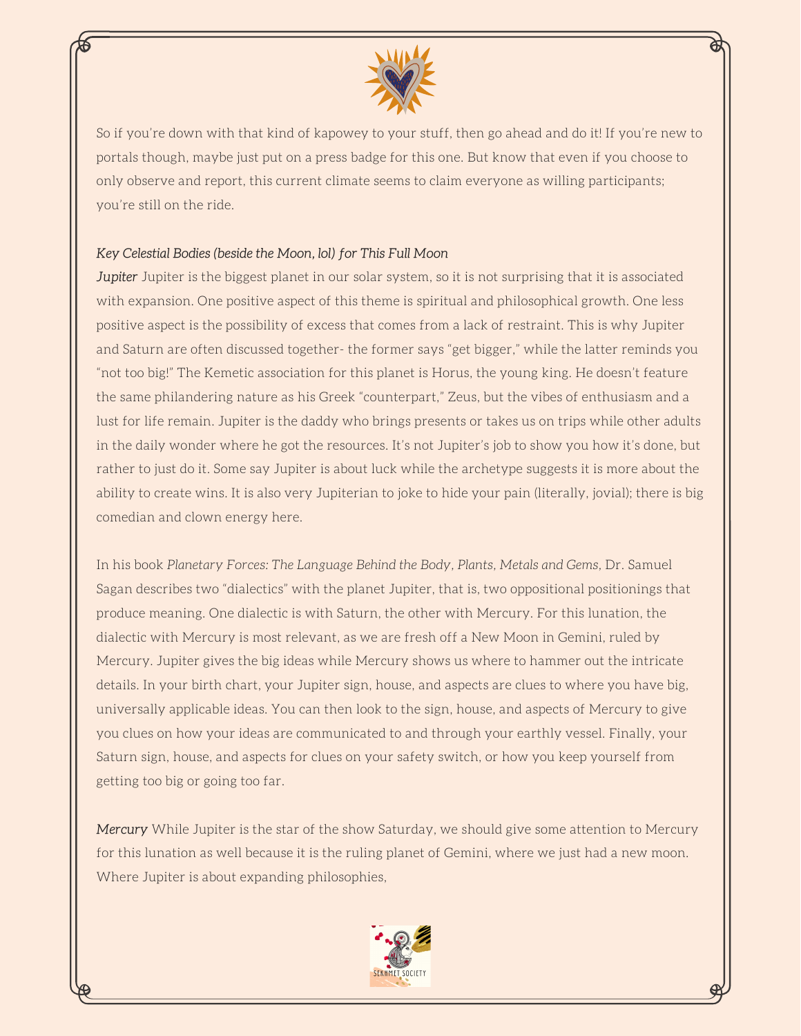So if you're down with that kind of kapowey to your stuff, then go ahead and do it! If you're new to portals though, maybe just put on a press badge for this one. But know that even if you choose to only observe and report, this current climate seems to claim everyone as willing participants; you're still on the ride.

*Key Celestial Bodies (beside the Moon, lol) for This Full Moon*

***Jupiter*** Jupiter is the biggest planet in our solar system, so it is not surprising that it is associated with expansion. One positive aspect of this theme is spiritual and philosophical growth. One less positive aspect is the possibility of excess that comes from a lack of restraint. This is why Jupiter and Saturn are often discussed together- the former says "get bigger," while the latter reminds you "not too big!" The Kemetic association for this planet is Horus, the young king. He doesn't feature the same philandering nature as his Greek "counterpart," Zeus, but the vibes of enthusiasm and a lust for life remain. Jupiter is the daddy who brings presents or takes us on trips while other adults in the daily wonder where he got the resources. It's not Jupiter's job to show you how it's done, but rather to just do it. Some say Jupiter is about luck while the archetype suggests it is more about the ability to create wins. It is also very Jupiterian to joke to hide your pain (literally, jovial); there is big comedian and clown energy here.

In his book *Planetary Forces: The Language Behind the Body, Plants, Metals and Gems,* Dr. Samuel Sagan describes two "dialectics" with the planet Jupiter, that is, two oppositional positionings that produce meaning. One dialectic is with Saturn, the other with Mercury. For this lunation, the dialectic with Mercury is most relevant, as we are fresh off a New Moon in Gemini, ruled by Mercury. Jupiter gives the big ideas while Mercury shows us where to hammer out the intricate details. In your birth chart, your Jupiter sign, house, and aspects are clues to where you have big, universally applicable ideas. You can then look to the sign, house, and aspects of Mercury to give you clues on how your ideas are communicated to and through your earthly vessel. Finally, your Saturn sign, house, and aspects for clues on your safety switch, or how you keep yourself from getting too big or going too far.

***Mercury*** While Jupiter is the star of the show Saturday, we should give some attention to Mercury for this lunation as well because it is the ruling planet of Gemini, where we just had a new moon. Where Jupiter is about expanding philosophies,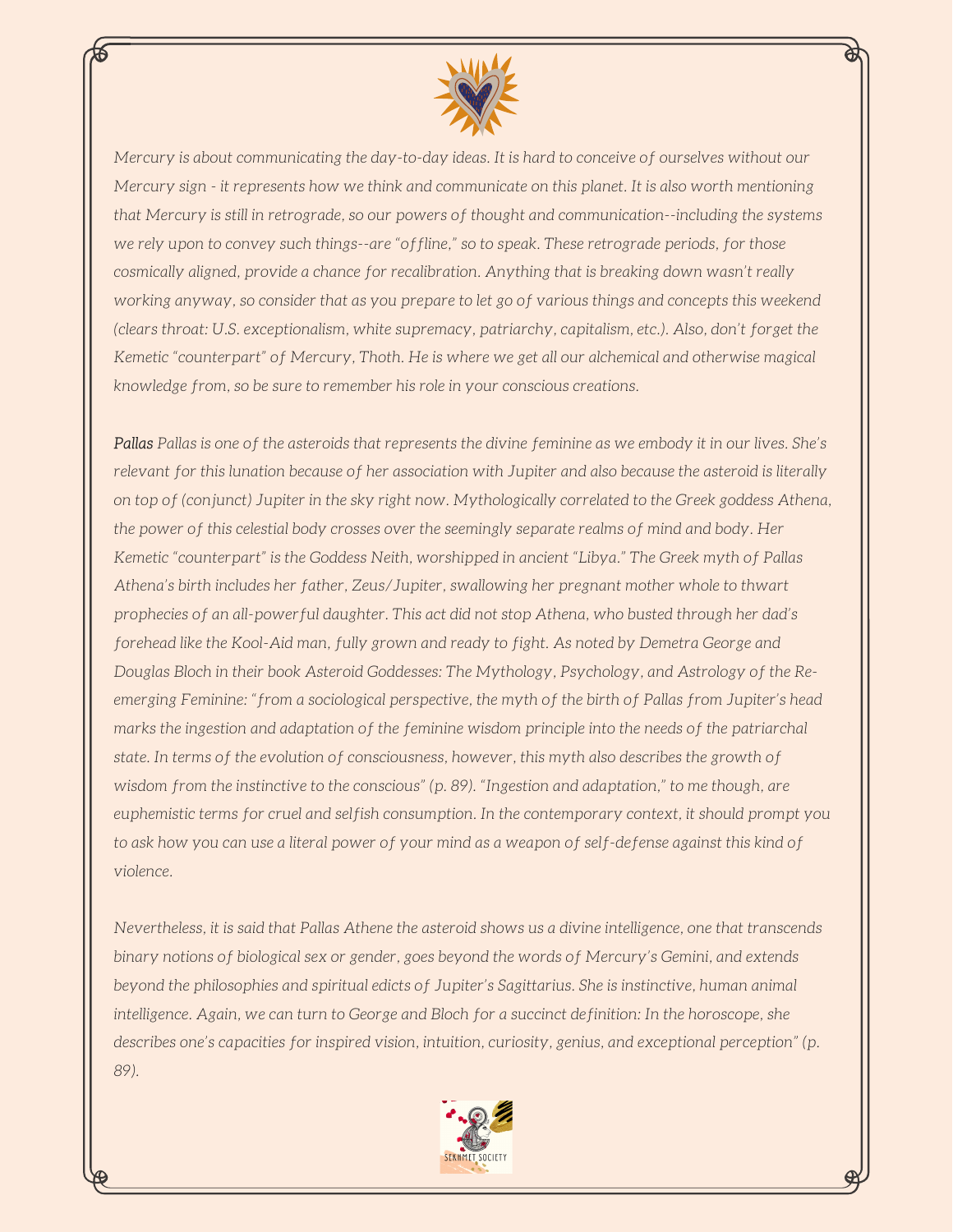*Mercury is about communicating the day-to-day ideas. It is hard to conceive of ourselves without our Mercury sign - it represents how we think and communicate on this planet. It is also worth mentioning that Mercury is still in retrograde, so our powers of thought and communication--including the systems we rely upon to convey such things--are "offline," so to speak. These retrograde periods, for those cosmically aligned, provide a chance for recalibration. Anything that is breaking down wasn't really working anyway, so consider that as you prepare to let go of various things and concepts this weekend (clears throat: U.S. exceptionalism, white supremacy, patriarchy, capitalism, etc.). Also, don't forget the Kemetic "counterpart" of Mercury, Thoth. He is where we get all our alchemical and otherwise magical knowledge from, so be sure to remember his role in your conscious creations.*

***Pallas*** *Pallas is one of the asteroids that represents the divine feminine as we embody it in our lives. She's relevant for this lunation because of her association with Jupiter and also because the asteroid is literally on top of (conjunct) Jupiter in the sky right now. Mythologically correlated to the Greek goddess Athena, the power of this celestial body crosses over the seemingly separate realms of mind and body. Her Kemetic "counterpart" is the Goddess Neith, worshipped in ancient "Libya." The Greek myth of Pallas Athena's birth includes her father, Zeus/Jupiter, swallowing her pregnant mother whole to thwart prophecies of an all-powerful daughter. This act did not stop Athena, who busted through her dad's forehead like the Kool-Aid man, fully grown and ready to fight. As noted by Demetra George and Douglas Bloch in their book Asteroid Goddesses: The Mythology, Psychology, and Astrology of the Re-emerging Feminine: "from a sociological perspective, the myth of the birth of Pallas from Jupiter's head marks the ingestion and adaptation of the feminine wisdom principle into the needs of the patriarchal state. In terms of the evolution of consciousness, however, this myth also describes the growth of wisdom from the instinctive to the conscious" (p. 89). "Ingestion and adaptation," to me though, are euphemistic terms for cruel and selfish consumption. In the contemporary context, it should prompt you to ask how you can use a literal power of your mind as a weapon of self-defense against this kind of violence.*

*Nevertheless, it is said that Pallas Athene the asteroid shows us a divine intelligence, one that transcends binary notions of biological sex or gender, goes beyond the words of Mercury's Gemini, and extends beyond the philosophies and spiritual edicts of Jupiter's Sagittarius. She is instinctive, human animal intelligence. Again, we can turn to George and Bloch for a succinct definition: In the horoscope, she describes one's capacities for inspired vision, intuition, curiosity, genius, and exceptional perception" (p. 89).*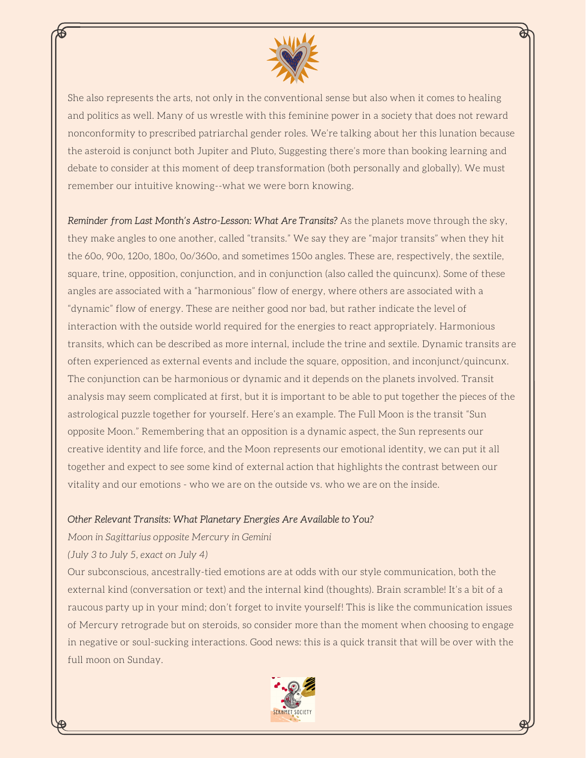She also represents the arts, not only in the conventional sense but also when it comes to healing and politics as well. Many of us wrestle with this feminine power in a society that does not reward nonconformity to prescribed patriarchal gender roles. We're talking about her this lunation because the asteroid is conjunct both Jupiter and Pluto, Suggesting there's more than booking learning and debate to consider at this moment of deep transformation (both personally and globally). We must remember our intuitive knowing--what we were born knowing.

*Reminder from Last Month's Astro-Lesson: What Are Transits?* As the planets move through the sky, they make angles to one another, called "transits." We say they are "major transits" when they hit the 60o, 90o, 120o, 180o, 0o/360o, and sometimes 150o angles. These are, respectively, the sextile, square, trine, opposition, conjunction, and in conjunction (also called the quincunx). Some of these angles are associated with a "harmonious" flow of energy, where others are associated with a "dynamic" flow of energy. These are neither good nor bad, but rather indicate the level of interaction with the outside world required for the energies to react appropriately. Harmonious transits, which can be described as more internal, include the trine and sextile. Dynamic transits are often experienced as external events and include the square, opposition, and inconjunct/quincunx. The conjunction can be harmonious or dynamic and it depends on the planets involved. Transit analysis may seem complicated at first, but it is important to be able to put together the pieces of the astrological puzzle together for yourself. Here's an example. The Full Moon is the transit "Sun opposite Moon." Remembering that an opposition is a dynamic aspect, the Sun represents our creative identity and life force, and the Moon represents our emotional identity, we can put it all together and expect to see some kind of external action that highlights the contrast between our vitality and our emotions - who we are on the outside vs. who we are on the inside.

*Other Relevant Transits: What Planetary Energies Are Available to You?*

*Moon in Sagittarius opposite Mercury in Gemini*

*(July 3 to July 5, exact on July 4)*

Our subconscious, ancestrally-tied emotions are at odds with our style communication, both the external kind (conversation or text) and the internal kind (thoughts). Brain scramble! It's a bit of a raucous party up in your mind; don't forget to invite yourself! This is like the communication issues of Mercury retrograde but on steroids, so consider more than the moment when choosing to engage in negative or soul-sucking interactions. Good news: this is a quick transit that will be over with the full moon on Sunday.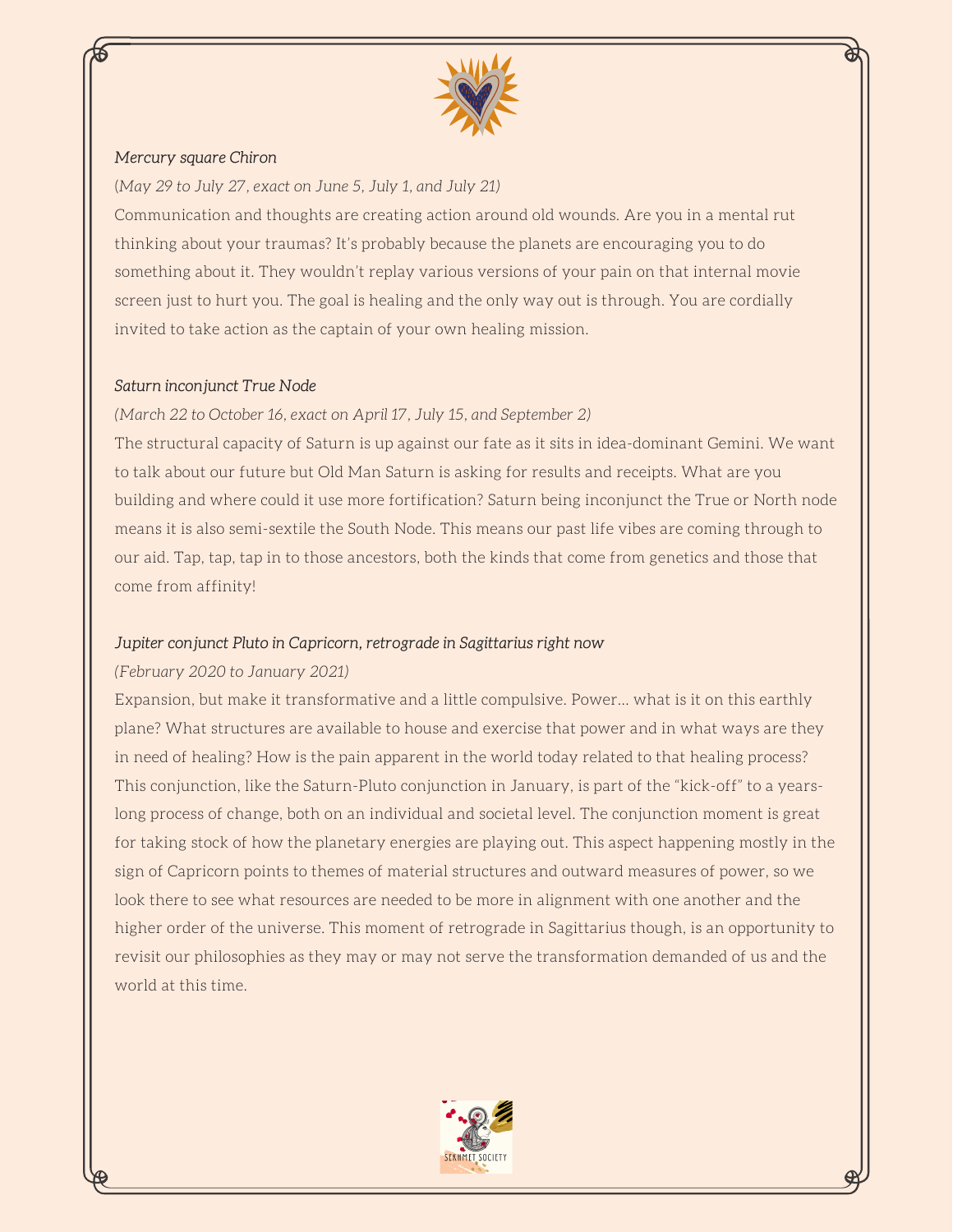*Mercury square Chiron*

*(May 29 to July 27, exact on June 5, July 1, and July 21)*

Communication and thoughts are creating action around old wounds. Are you in a mental rut thinking about your traumas? It's probably because the planets are encouraging you to do something about it. They wouldn't replay various versions of your pain on that internal movie screen just to hurt you. The goal is healing and the only way out is through. You are cordially invited to take action as the captain of your own healing mission.

*Saturn inconjunct True Node*

*(March 22 to October 16, exact on April 17, July 15, and September 2)*

The structural capacity of Saturn is up against our fate as it sits in idea-dominant Gemini. We want to talk about our future but Old Man Saturn is asking for results and receipts. What are you building and where could it use more fortification? Saturn being inconjunct the True or North node means it is also semi-sextile the South Node. This means our past life vibes are coming through to our aid. Tap, tap, tap in to those ancestors, both the kinds that come from genetics and those that come from affinity!

*Jupiter conjunct Pluto in Capricorn, retrograde in Sagittarius right now*

*(February 2020 to January 2021)*

Expansion, but make it transformative and a little compulsive. Power... what is it on this earthly plane? What structures are available to house and exercise that power and in what ways are they in need of healing? How is the pain apparent in the world today related to that healing process? This conjunction, like the Saturn-Pluto conjunction in January, is part of the "kick-off" to a years-long process of change, both on an individual and societal level. The conjunction moment is great for taking stock of how the planetary energies are playing out. This aspect happening mostly in the sign of Capricorn points to themes of material structures and outward measures of power, so we look there to see what resources are needed to be more in alignment with one another and the higher order of the universe. This moment of retrograde in Sagittarius though, is an opportunity to revisit our philosophies as they may or may not serve the transformation demanded of us and the world at this time.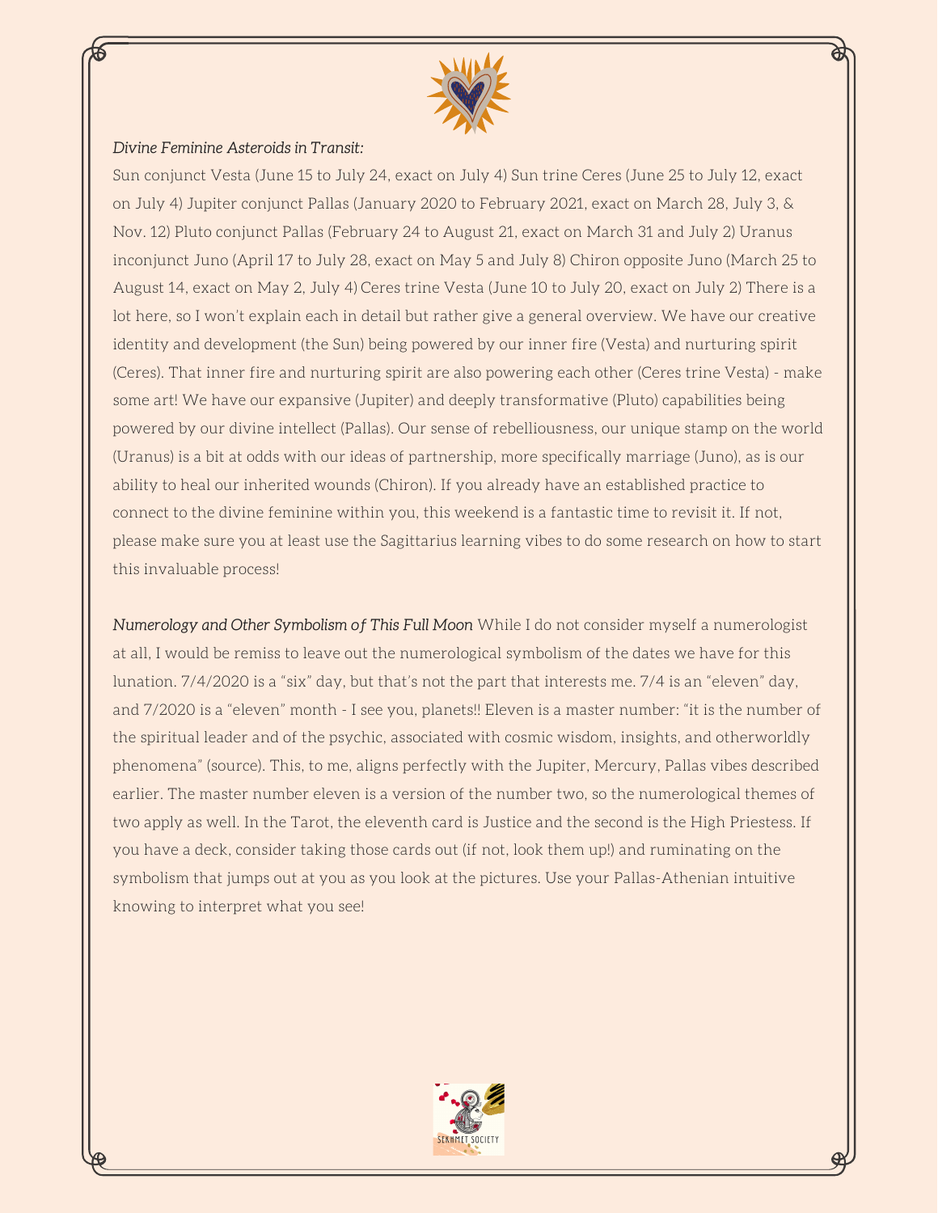*Divine Feminine Asteroids in Transit:*

Sun conjunct Vesta (June 15 to July 24, exact on July 4) Sun trine Ceres (June 25 to July 12, exact on July 4) Jupiter conjunct Pallas (January 2020 to February 2021, exact on March 28, July 3, & Nov. 12) Pluto conjunct Pallas (February 24 to August 21, exact on March 31 and July 2) Uranus inconjunct Juno (April 17 to July 28, exact on May 5 and July 8) Chiron opposite Juno (March 25 to August 14, exact on May 2, July 4) Ceres trine Vesta (June 10 to July 20, exact on July 2) There is a lot here, so I won't explain each in detail but rather give a general overview. We have our creative identity and development (the Sun) being powered by our inner fire (Vesta) and nurturing spirit (Ceres). That inner fire and nurturing spirit are also powering each other (Ceres trine Vesta) - make some art! We have our expansive (Jupiter) and deeply transformative (Pluto) capabilities being powered by our divine intellect (Pallas). Our sense of rebelliousness, our unique stamp on the world (Uranus) is a bit at odds with our ideas of partnership, more specifically marriage (Juno), as is our ability to heal our inherited wounds (Chiron). If you already have an established practice to connect to the divine feminine within you, this weekend is a fantastic time to revisit it. If not, please make sure you at least use the Sagittarius learning vibes to do some research on how to start this invaluable process!

*Numerology and Other Symbolism of This Full Moon* While I do not consider myself a numerologist at all, I would be remiss to leave out the numerological symbolism of the dates we have for this lunation. 7/4/2020 is a "six" day, but that's not the part that interests me. 7/4 is an "eleven" day, and 7/2020 is a "eleven" month - I see you, planets!! Eleven is a master number: "it is the number of the spiritual leader and of the psychic, associated with cosmic wisdom, insights, and otherworldly phenomena" (source). This, to me, aligns perfectly with the Jupiter, Mercury, Pallas vibes described earlier. The master number eleven is a version of the number two, so the numerological themes of two apply as well. In the Tarot, the eleventh card is Justice and the second is the High Priestess. If you have a deck, consider taking those cards out (if not, look them up!) and ruminating on the symbolism that jumps out at you as you look at the pictures. Use your Pallas-Athenian intuitive knowing to interpret what you see!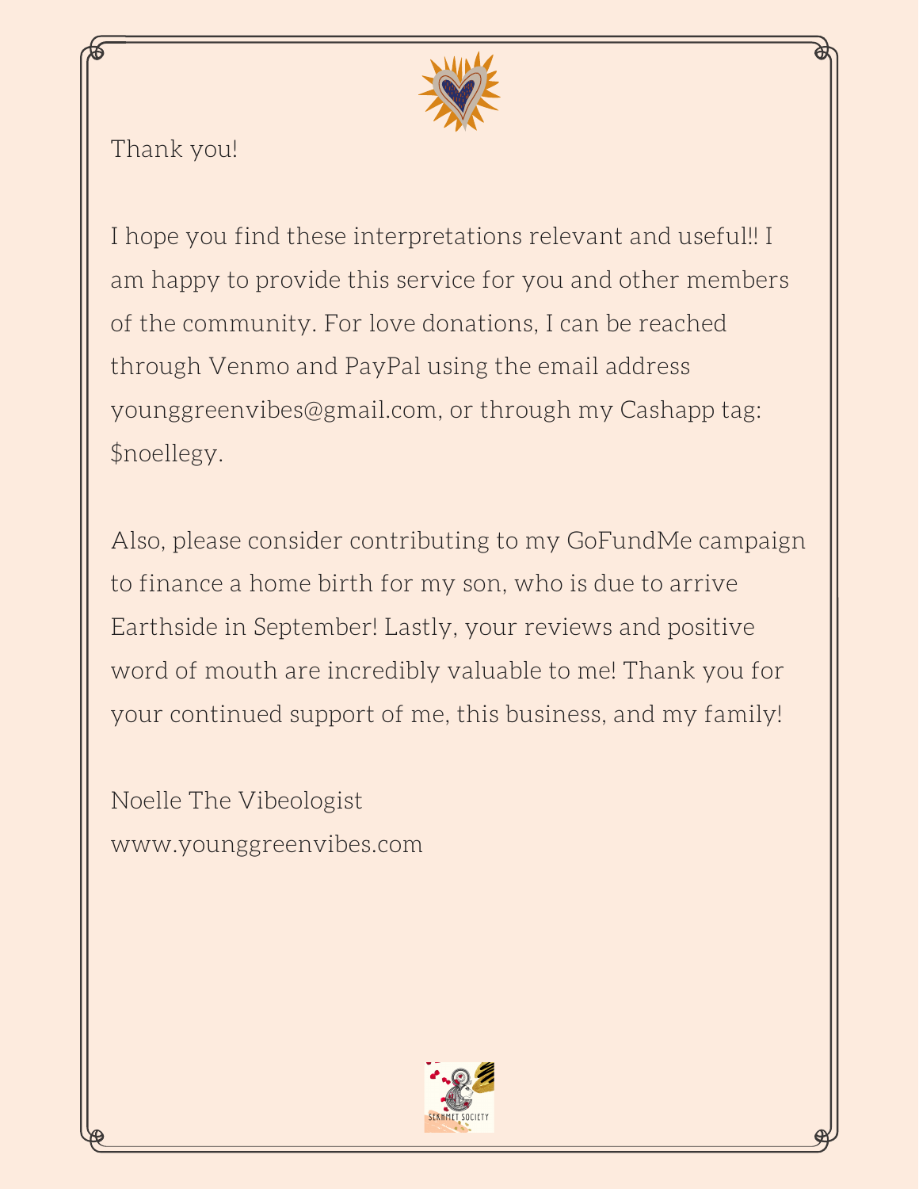Thank you!

I hope you find these interpretations relevant and useful!! I am happy to provide this service for you and other members of the community. For love donations, I can be reached through Venmo and PayPal using the email address younggreenvibes@gmail.com, or through my Cashapp tag: $noellegy.

Also, please consider contributing to my GoFundMe campaign to finance a home birth for my son, who is due to arrive Earthside in September! Lastly, your reviews and positive word of mouth are incredibly valuable to me! Thank you for your continued support of me, this business, and my family!

Noelle The Vibeologist
www.younggreenvibes.com